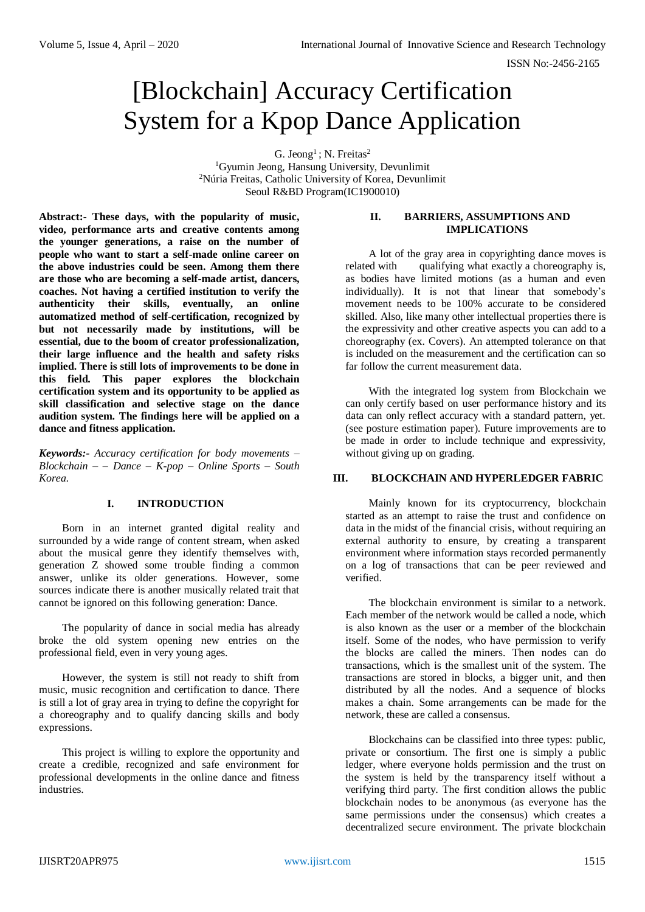# [Blockchain] Accuracy Certification System for a Kpop Dance Application

G. Jeong[1] ; N. Freitas[2]
[1]Gyumin Jeong, Hansung University, Devunlimit
[2]Núria Freitas, Catholic University of Korea, Devunlimit
Seoul R&BD Program(IC1900010)

**Abstract:- These days, with the popularity of music, video, performance arts and creative contents among the younger generations, a raise on the number of people who want to start a self-made online career on the above industries could be seen. Among them there are those who are becoming a self-made artist, dancers, coaches. Not having a certified institution to verify the authenticity their skills, eventually, an online automatized method of self-certification, recognized by but not necessarily made by institutions, will be essential, due to the boom of creator professionalization, their large influence and the health and safety risks implied. There is still lots of improvements to be done in this field. This paper explores the blockchain certification system and its opportunity to be applied as skill classification and selective stage on the dance audition system. The findings here will be applied on a dance and fitness application.**

***Keywords:-*** *Accuracy certification for body movements – Blockchain – – Dance – K-pop – Online Sports – South Korea.*

## I. INTRODUCTION

Born in an internet granted digital reality and surrounded by a wide range of content stream, when asked about the musical genre they identify themselves with, generation Z showed some trouble finding a common answer, unlike its older generations. However, some sources indicate there is another musically related trait that cannot be ignored on this following generation: Dance.

The popularity of dance in social media has already broke the old system opening new entries on the professional field, even in very young ages.

However, the system is still not ready to shift from music, music recognition and certification to dance. There is still a lot of gray area in trying to define the copyright for a choreography and to qualify dancing skills and body expressions.

This project is willing to explore the opportunity and create a credible, recognized and safe environment for professional developments in the online dance and fitness industries.

## II. BARRIERS, ASSUMPTIONS AND IMPLICATIONS

A lot of the gray area in copyrighting dance moves is related with qualifying what exactly a choreography is, as bodies have limited motions (as a human and even individually). It is not that linear that somebody's movement needs to be 100% accurate to be considered skilled. Also, like many other intellectual properties there is the expressivity and other creative aspects you can add to a choreography (ex. Covers). An attempted tolerance on that is included on the measurement and the certification can so far follow the current measurement data.

With the integrated log system from Blockchain we can only certify based on user performance history and its data can only reflect accuracy with a standard pattern, yet. (see posture estimation paper). Future improvements are to be made in order to include technique and expressivity, without giving up on grading.

## III. BLOCKCHAIN AND HYPERLEDGER FABRIC

Mainly known for its cryptocurrency, blockchain started as an attempt to raise the trust and confidence on data in the midst of the financial crisis, without requiring an external authority to ensure, by creating a transparent environment where information stays recorded permanently on a log of transactions that can be peer reviewed and verified.

The blockchain environment is similar to a network. Each member of the network would be called a node, which is also known as the user or a member of the blockchain itself. Some of the nodes, who have permission to verify the blocks are called the miners. Then nodes can do transactions, which is the smallest unit of the system. The transactions are stored in blocks, a bigger unit, and then distributed by all the nodes. And a sequence of blocks makes a chain. Some arrangements can be made for the network, these are called a consensus.

Blockchains can be classified into three types: public, private or consortium. The first one is simply a public ledger, where everyone holds permission and the trust on the system is held by the transparency itself without a verifying third party. The first condition allows the public blockchain nodes to be anonymous (as everyone has the same permissions under the consensus) which creates a decentralized secure environment. The private blockchain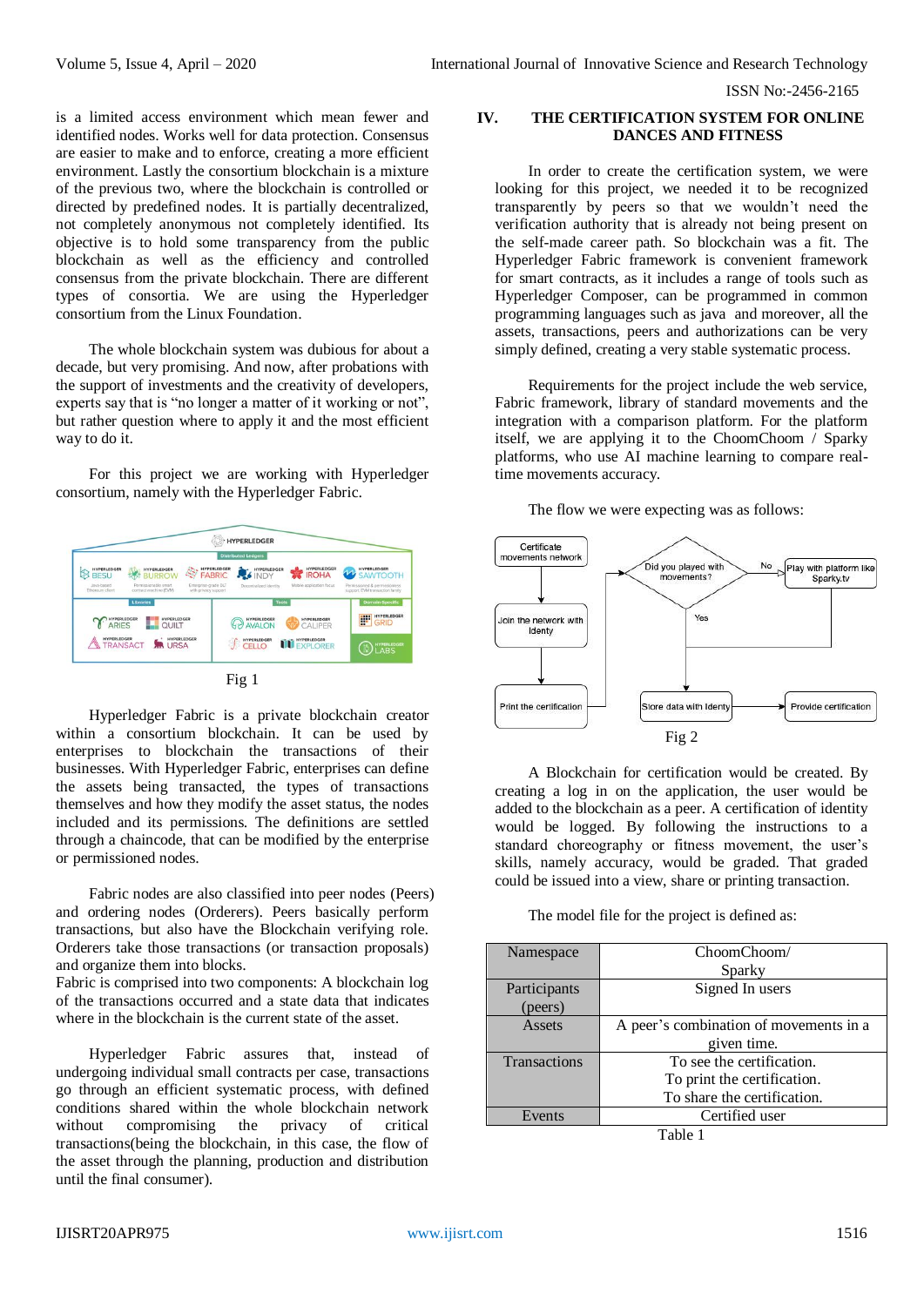is a limited access environment which mean fewer and identified nodes. Works well for data protection. Consensus are easier to make and to enforce, creating a more efficient environment. Lastly the consortium blockchain is a mixture of the previous two, where the blockchain is controlled or directed by predefined nodes. It is partially decentralized, not completely anonymous not completely identified. Its objective is to hold some transparency from the public blockchain as well as the efficiency and controlled consensus from the private blockchain. There are different types of consortia. We are using the Hyperledger consortium from the Linux Foundation.

The whole blockchain system was dubious for about a decade, but very promising. And now, after probations with the support of investments and the creativity of developers, experts say that is "no longer a matter of it working or not", but rather question where to apply it and the most efficient way to do it.

For this project we are working with Hyperledger consortium, namely with the Hyperledger Fabric.

Fig 1

Hyperledger Fabric is a private blockchain creator within a consortium blockchain. It can be used by enterprises to blockchain the transactions of their businesses. With Hyperledger Fabric, enterprises can define the assets being transacted, the types of transactions themselves and how they modify the asset status, the nodes included and its permissions. The definitions are settled through a chaincode, that can be modified by the enterprise or permissioned nodes.

Fabric nodes are also classified into peer nodes (Peers) and ordering nodes (Orderers). Peers basically perform transactions, but also have the Blockchain verifying role. Orderers take those transactions (or transaction proposals) and organize them into blocks.
Fabric is comprised into two components: A blockchain log of the transactions occurred and a state data that indicates where in the blockchain is the current state of the asset.

Hyperledger Fabric assures that, instead of undergoing individual small contracts per case, transactions go through an efficient systematic process, with defined conditions shared within the whole blockchain network without compromising the privacy of critical transactions(being the blockchain, in this case, the flow of the asset through the planning, production and distribution until the final consumer).

## IV. THE CERTIFICATION SYSTEM FOR ONLINE DANCES AND FITNESS

In order to create the certification system, we were looking for this project, we needed it to be recognized transparently by peers so that we wouldn't need the verification authority that is already not being present on the self-made career path. So blockchain was a fit. The Hyperledger Fabric framework is convenient framework for smart contracts, as it includes a range of tools such as Hyperledger Composer, can be programmed in common programming languages such as java and moreover, all the assets, transactions, peers and authorizations can be very simply defined, creating a very stable systematic process.

Requirements for the project include the web service, Fabric framework, library of standard movements and the integration with a comparison platform. For the platform itself, we are applying it to the ChoomChoom / Sparky platforms, who use AI machine learning to compare real-time movements accuracy.

The flow we were expecting was as follows:

Fig 2

A Blockchain for certification would be created. By creating a log in on the application, the user would be added to the blockchain as a peer. A certification of identity would be logged. By following the instructions to a standard choreography or fitness movement, the user's skills, namely accuracy, would be graded. That graded could be issued into a view, share or printing transaction.

The model file for the project is defined as:

| Namespace | ChoomChoom/ Sparky |
|---|---|
| Participants (peers) | Signed In users |
| Assets | A peer's combination of movements in a given time. |
| Transactions | To see the certification. To print the certification. To share the certification. |
| Events | Certified user |

Table 1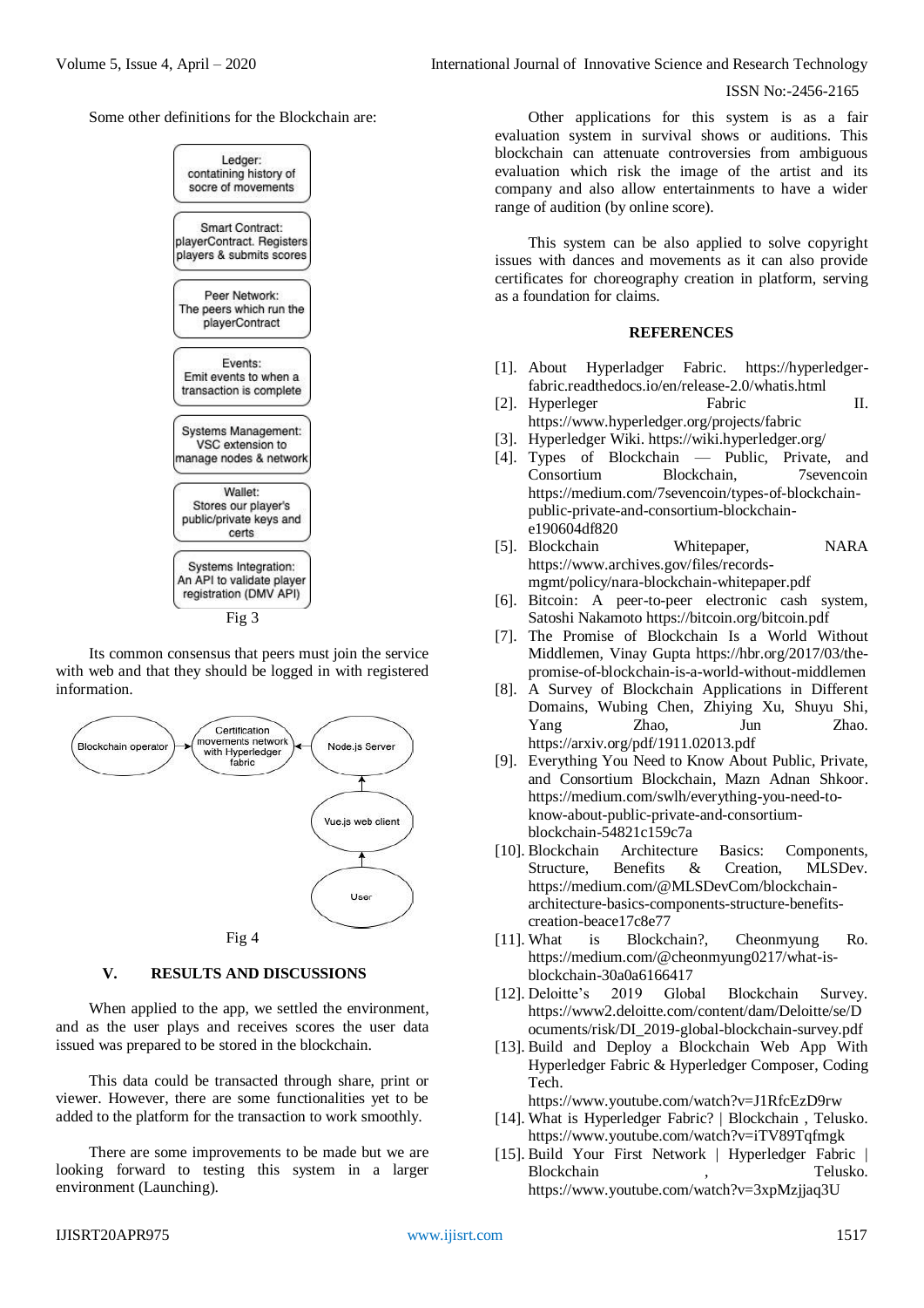Some other definitions for the Blockchain are:

Ledger: contatining history of socre of movements

Smart Contract: playerContract. Registers players & submits scores

Peer Network: The peers which run the playerContract

Events: Emit events to when a transaction is complete

Systems Management: VSC extension to manage nodes & network

Wallet: Stores our player's public/private keys and certs

Systems Integration: An API to validate player registration (DMV API)

Fig 3

Its common consensus that peers must join the service with web and that they should be logged in with registered information.

Blockchain operator → Certification movements network with Hyperledger fabric ← Node.js Server ← Vue.js web client ← User

Fig 4

## V. RESULTS AND DISCUSSIONS

When applied to the app, we settled the environment, and as the user plays and receives scores the user data issued was prepared to be stored in the blockchain.

This data could be transacted through share, print or viewer. However, there are some functionalities yet to be added to the platform for the transaction to work smoothly.

There are some improvements to be made but we are looking forward to testing this system in a larger environment (Launching).

Other applications for this system is as a fair evaluation system in survival shows or auditions. This blockchain can attenuate controversies from ambiguous evaluation which risk the image of the artist and its company and also allow entertainments to have a wider range of audition (by online score).

This system can be also applied to solve copyright issues with dances and movements as it can also provide certificates for choreography creation in platform, serving as a foundation for claims.

## REFERENCES

[1]. About Hyperladger Fabric. https://hyperledger-fabric.readthedocs.io/en/release-2.0/whatis.html

[2]. Hyperleger Fabric II. https://www.hyperledger.org/projects/fabric

[3]. Hyperledger Wiki. https://wiki.hyperledger.org/

[4]. Types of Blockchain — Public, Private, and Consortium Blockchain, 7sevencoin https://medium.com/7sevencoin/types-of-blockchain-public-private-and-consortium-blockchain-e190604df820

[5]. Blockchain Whitepaper, NARA https://www.archives.gov/files/records-mgmt/policy/nara-blockchain-whitepaper.pdf

[6]. Bitcoin: A peer-to-peer electronic cash system, Satoshi Nakamoto https://bitcoin.org/bitcoin.pdf

[7]. The Promise of Blockchain Is a World Without Middlemen, Vinay Gupta https://hbr.org/2017/03/the-promise-of-blockchain-is-a-world-without-middlemen

[8]. A Survey of Blockchain Applications in Different Domains, Wubing Chen, Zhiying Xu, Shuyu Shi, Yang Zhao, Jun Zhao. https://arxiv.org/pdf/1911.02013.pdf

[9]. Everything You Need to Know About Public, Private, and Consortium Blockchain, Mazn Adnan Shkoor. https://medium.com/swlh/everything-you-need-to-know-about-public-private-and-consortium-blockchain-54821c159c7a

[10]. Blockchain Architecture Basics: Components, Structure, Benefits & Creation, MLSDev. https://medium.com/@MLSDevCom/blockchain-architecture-basics-components-structure-benefits-creation-beace17c8e77

[11]. What is Blockchain?, Cheonmyung Ro. https://medium.com/@cheonmyung0217/what-is-blockchain-30a0a6166417

[12]. Deloitte's 2019 Global Blockchain Survey. https://www2.deloitte.com/content/dam/Deloitte/se/Documents/risk/DI_2019-global-blockchain-survey.pdf

[13]. Build and Deploy a Blockchain Web App With Hyperledger Fabric & Hyperledger Composer, Coding Tech. https://www.youtube.com/watch?v=J1RfcEzD9rw

[14]. What is Hyperledger Fabric? | Blockchain , Telusko. https://www.youtube.com/watch?v=iTV89Tqfmgk

[15]. Build Your First Network | Hyperledger Fabric | Blockchain , Telusko. https://www.youtube.com/watch?v=3xpMzjjaq3U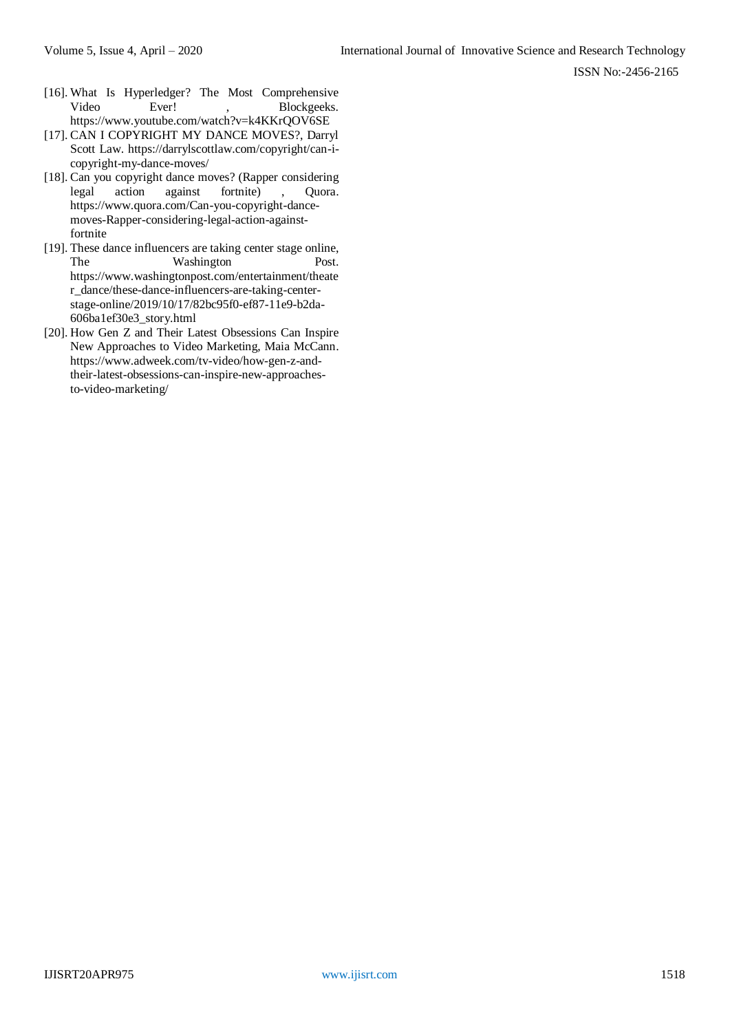[16]. What Is Hyperledger? The Most Comprehensive Video Ever! , Blockgeeks. https://www.youtube.com/watch?v=k4KKrQOV6SE

[17]. CAN I COPYRIGHT MY DANCE MOVES?, Darryl Scott Law. https://darrylscottlaw.com/copyright/can-i-copyright-my-dance-moves/

[18]. Can you copyright dance moves? (Rapper considering legal action against fortnite) , Quora. https://www.quora.com/Can-you-copyright-dance-moves-Rapper-considering-legal-action-against-fortnite

[19]. These dance influencers are taking center stage online, The Washington Post. https://www.washingtonpost.com/entertainment/theater_dance/these-dance-influencers-are-taking-center-stage-online/2019/10/17/82bc95f0-ef87-11e9-b2da-606ba1ef30e3_story.html

[20]. How Gen Z and Their Latest Obsessions Can Inspire New Approaches to Video Marketing, Maia McCann. https://www.adweek.com/tv-video/how-gen-z-and-their-latest-obsessions-can-inspire-new-approaches-to-video-marketing/